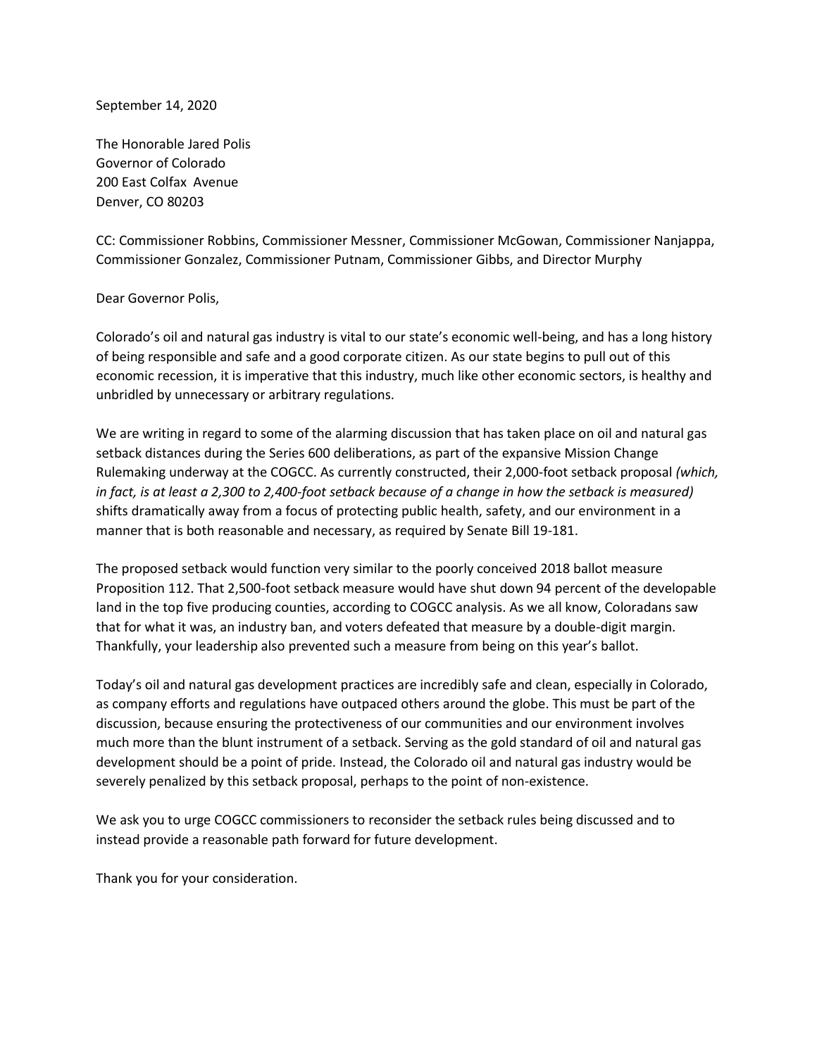September 14, 2020

The Honorable Jared Polis
Governor of Colorado
200 East Colfax Avenue
Denver, CO 80203

CC: Commissioner Robbins, Commissioner Messner, Commissioner McGowan, Commissioner Nanjappa, Commissioner Gonzalez, Commissioner Putnam, Commissioner Gibbs, and Director Murphy

Dear Governor Polis,

Colorado's oil and natural gas industry is vital to our state's economic well-being, and has a long history of being responsible and safe and a good corporate citizen. As our state begins to pull out of this economic recession, it is imperative that this industry, much like other economic sectors, is healthy and unbridled by unnecessary or arbitrary regulations.

We are writing in regard to some of the alarming discussion that has taken place on oil and natural gas setback distances during the Series 600 deliberations, as part of the expansive Mission Change Rulemaking underway at the COGCC. As currently constructed, their 2,000-foot setback proposal *(which, in fact, is at least a 2,300 to 2,400-foot setback because of a change in how the setback is measured)* shifts dramatically away from a focus of protecting public health, safety, and our environment in a manner that is both reasonable and necessary, as required by Senate Bill 19-181.

The proposed setback would function very similar to the poorly conceived 2018 ballot measure Proposition 112. That 2,500-foot setback measure would have shut down 94 percent of the developable land in the top five producing counties, according to COGCC analysis. As we all know, Coloradans saw that for what it was, an industry ban, and voters defeated that measure by a double-digit margin. Thankfully, your leadership also prevented such a measure from being on this year's ballot.

Today's oil and natural gas development practices are incredibly safe and clean, especially in Colorado, as company efforts and regulations have outpaced others around the globe. This must be part of the discussion, because ensuring the protectiveness of our communities and our environment involves much more than the blunt instrument of a setback. Serving as the gold standard of oil and natural gas development should be a point of pride. Instead, the Colorado oil and natural gas industry would be severely penalized by this setback proposal, perhaps to the point of non-existence.

We ask you to urge COGCC commissioners to reconsider the setback rules being discussed and to instead provide a reasonable path forward for future development.

Thank you for your consideration.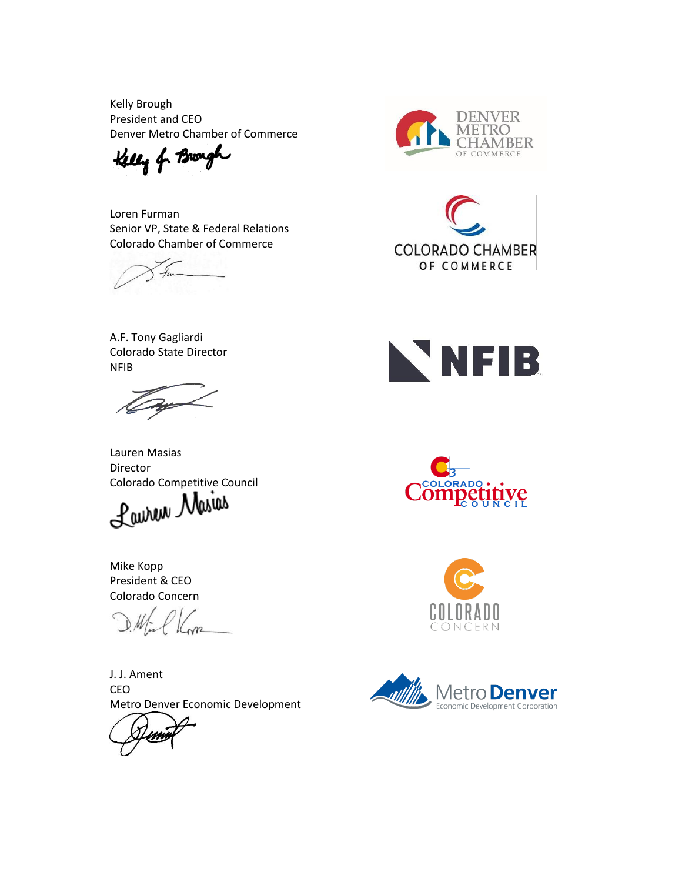Kelly Brough
President and CEO
Denver Metro Chamber of Commerce

Loren Furman
Senior VP, State & Federal Relations
Colorado Chamber of Commerce

A.F. Tony Gagliardi
Colorado State Director
NFIB

Lauren Masias
Director
Colorado Competitive Council

Mike Kopp
President & CEO
Colorado Concern

J. J. Ament
CEO
Metro Denver Economic Development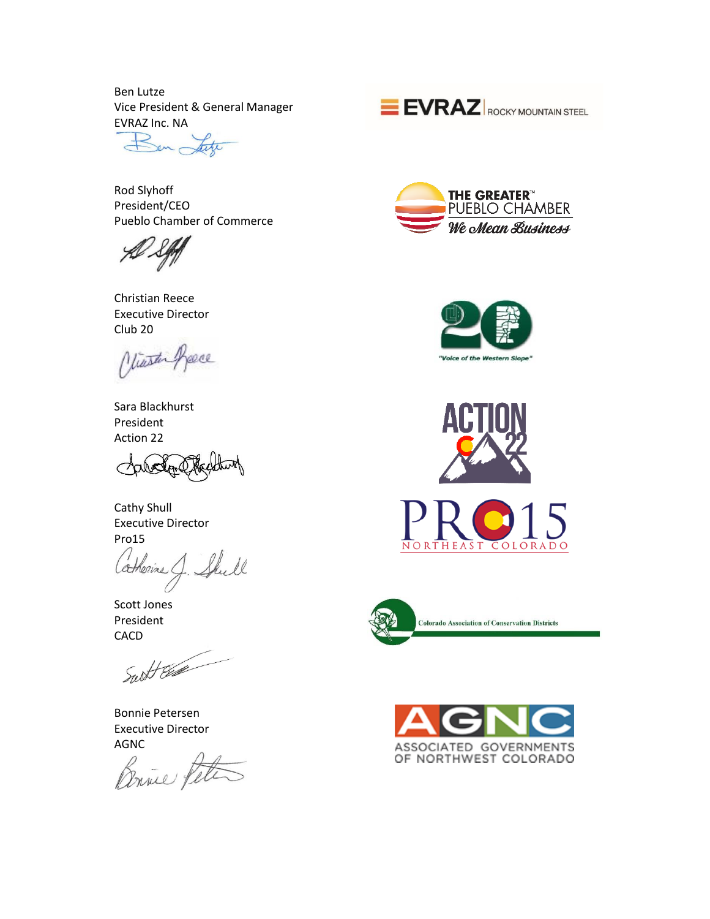Ben Lutze
Vice President & General Manager
EVRAZ Inc. NA

Rod Slyhoff
President/CEO
Pueblo Chamber of Commerce

Christian Reece
Executive Director
Club 20

Sara Blackhurst
President
Action 22

Cathy Shull
Executive Director
Pro15

Scott Jones
President
CACD

Bonnie Petersen
Executive Director
AGNC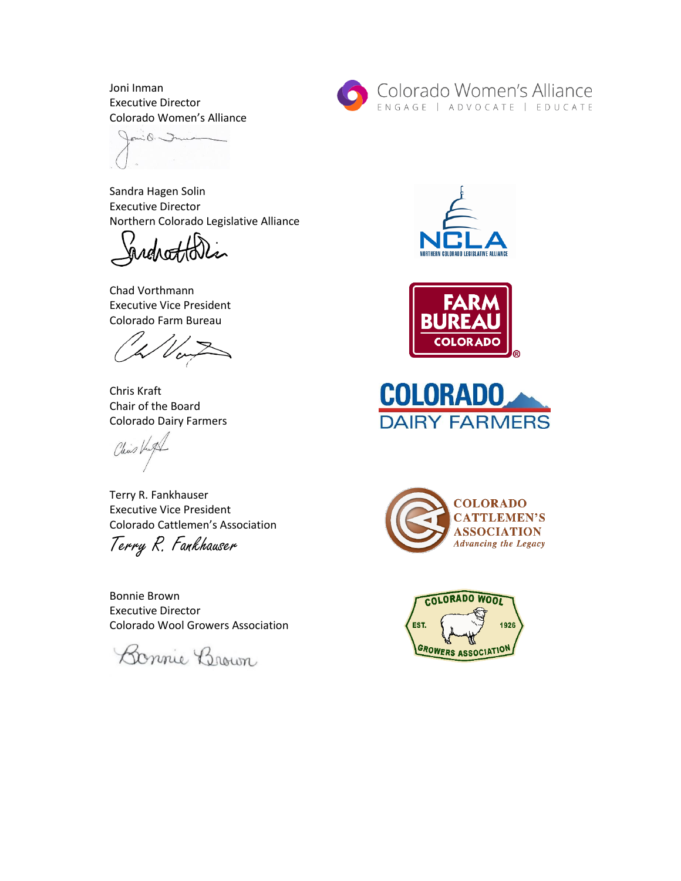Joni Inman
Executive Director
Colorado Women's Alliance

Sandra Hagen Solin
Executive Director
Northern Colorado Legislative Alliance

Chad Vorthmann
Executive Vice President
Colorado Farm Bureau

Chris Kraft
Chair of the Board
Colorado Dairy Farmers

Terry R. Fankhauser
Executive Vice President
Colorado Cattlemen's Association

Bonnie Brown
Executive Director
Colorado Wool Growers Association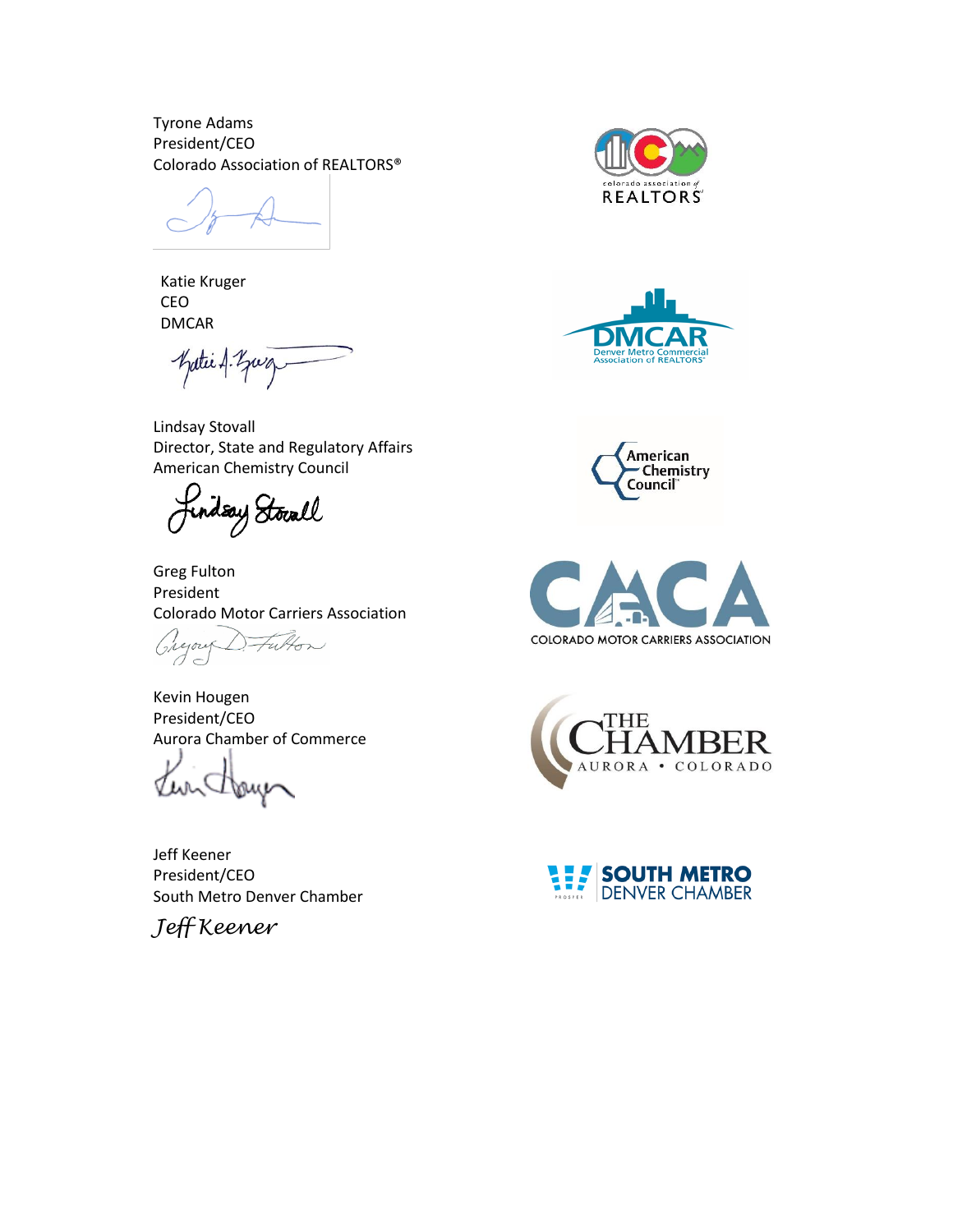Tyrone Adams
President/CEO
Colorado Association of REALTORS®

Katie Kruger
CEO
DMCAR

Lindsay Stovall
Director, State and Regulatory Affairs
American Chemistry Council

Greg Fulton
President
Colorado Motor Carriers Association

Kevin Hougen
President/CEO
Aurora Chamber of Commerce

Jeff Keener
President/CEO
South Metro Denver Chamber

*Jeff Keener*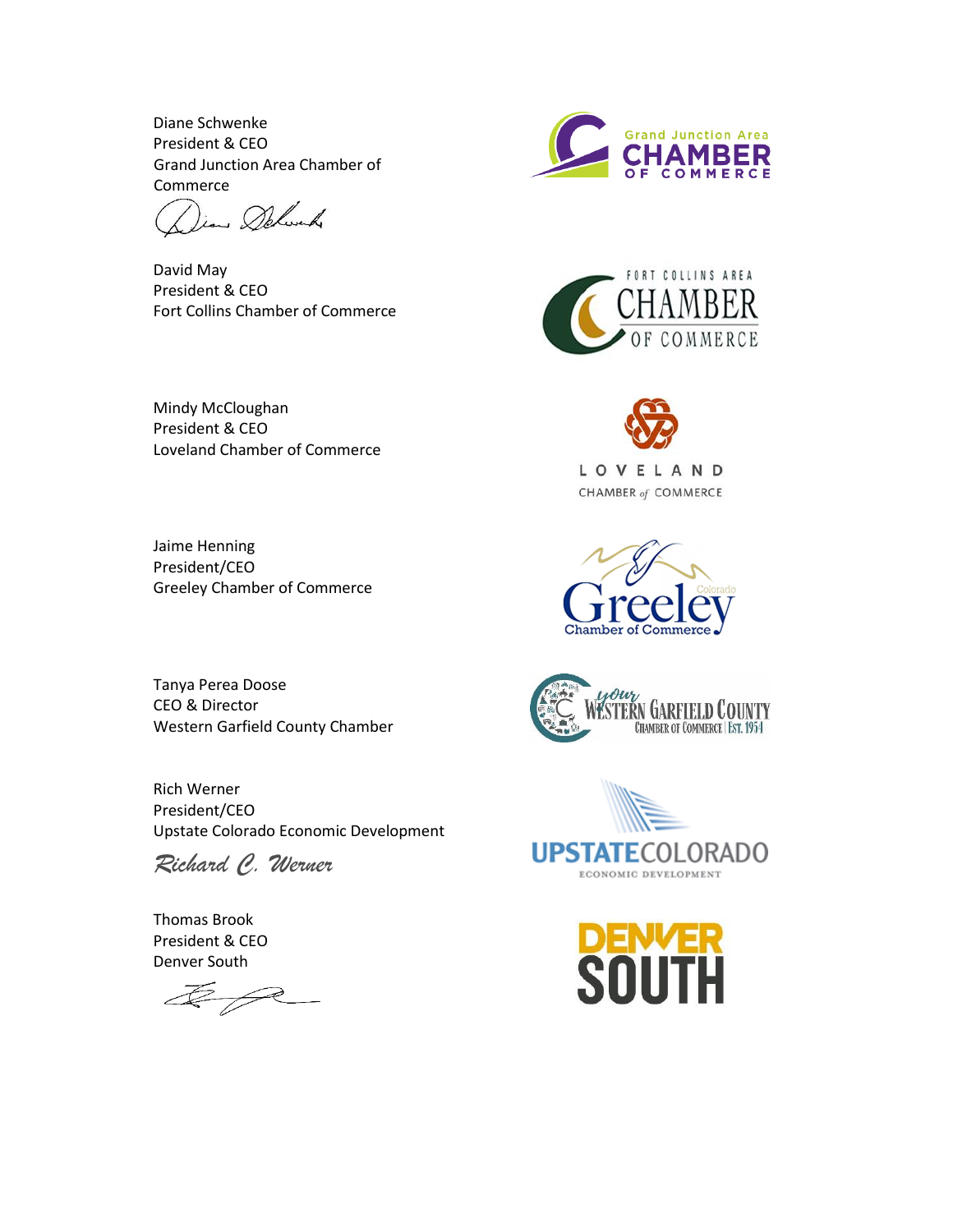Diane Schwenke
President & CEO
Grand Junction Area Chamber of Commerce

David May
President & CEO
Fort Collins Chamber of Commerce

Mindy McCloughan
President & CEO
Loveland Chamber of Commerce

Jaime Henning
President/CEO
Greeley Chamber of Commerce

Tanya Perea Doose
CEO & Director
Western Garfield County Chamber

Rich Werner
President/CEO
Upstate Colorado Economic Development

*Richard C. Werner*

Thomas Brook
President & CEO
Denver South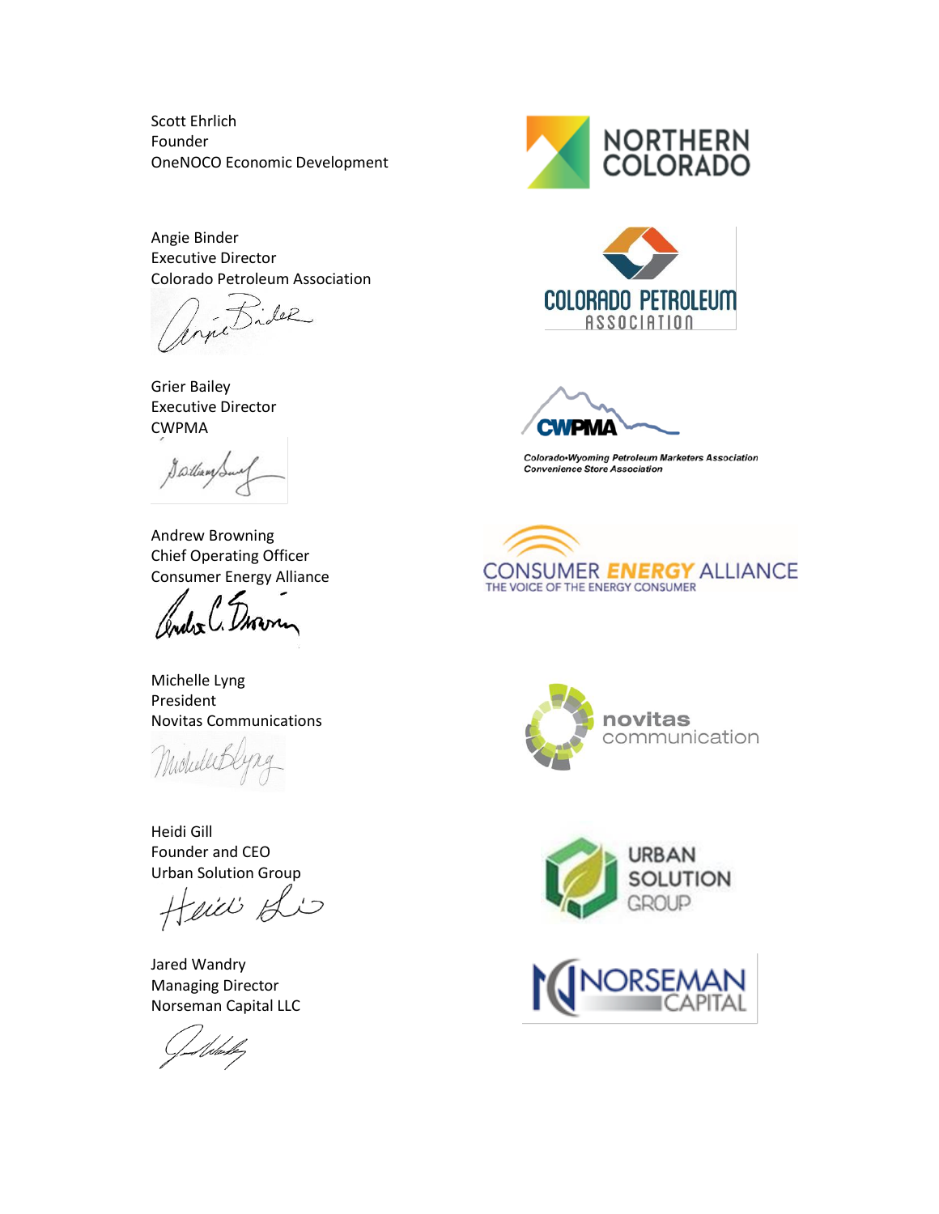Scott Ehrlich
Founder
OneNOCO Economic Development

Angie Binder
Executive Director
Colorado Petroleum Association

Grier Bailey
Executive Director
CWPMA

Andrew Browning
Chief Operating Officer
Consumer Energy Alliance

Michelle Lyng
President
Novitas Communications

Heidi Gill
Founder and CEO
Urban Solution Group

Jared Wandry
Managing Director
Norseman Capital LLC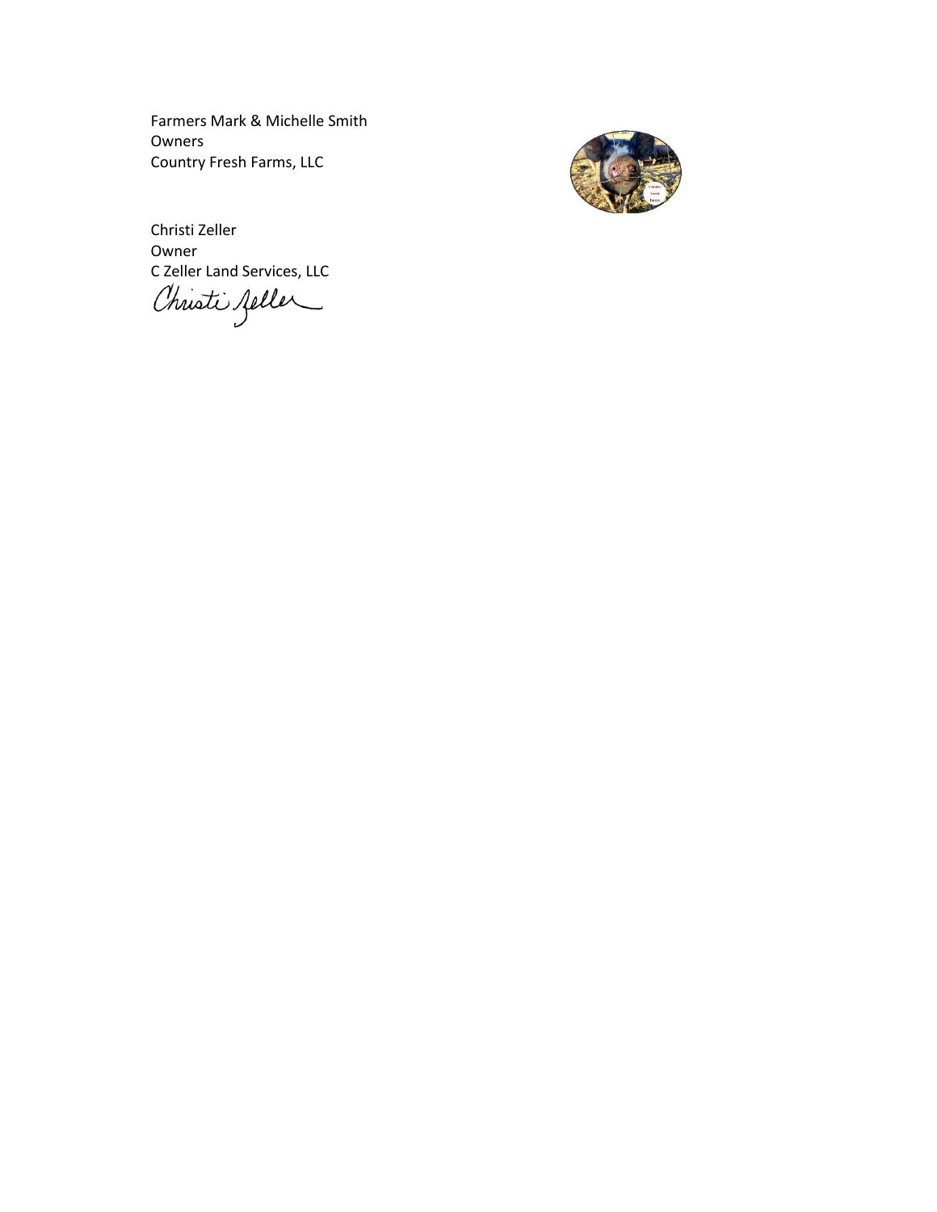Farmers Mark & Michelle Smith
Owners
Country Fresh Farms, LLC

Christi Zeller
Owner
C Zeller Land Services, LLC